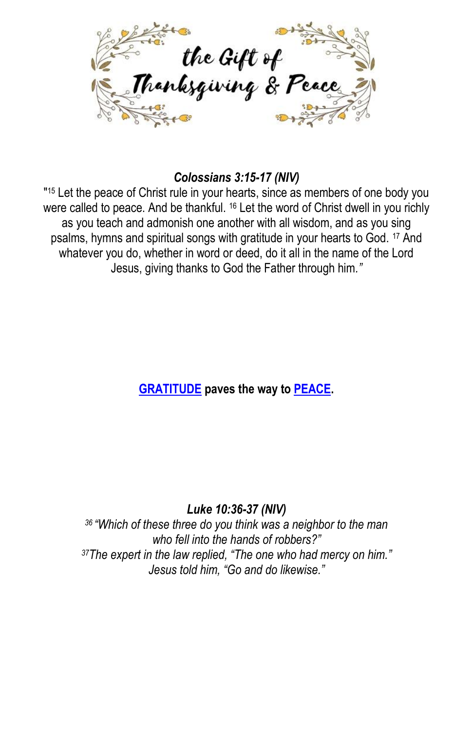# the Gift of Thanksgiving & Peace

***Colossians 3:15-17 (NIV)***

"[15] Let the peace of Christ rule in your hearts, since as members of one body you were called to peace. And be thankful. [16] Let the word of Christ dwell in you richly as you teach and admonish one another with all wisdom, and as you sing psalms, hymns and spiritual songs with gratitude in your hearts to God. [17] And whatever you do, whether in word or deed, do it all in the name of the Lord Jesus, giving thanks to God the Father through him.*"*

**GRATITUDE paves the way to PEACE.**

***Luke 10:36-37 (NIV)***

*[36] "Which of these three do you think was a neighbor to the man who fell into the hands of robbers?"*
*[37] The expert in the law replied, "The one who had mercy on him." Jesus told him, "Go and do likewise."*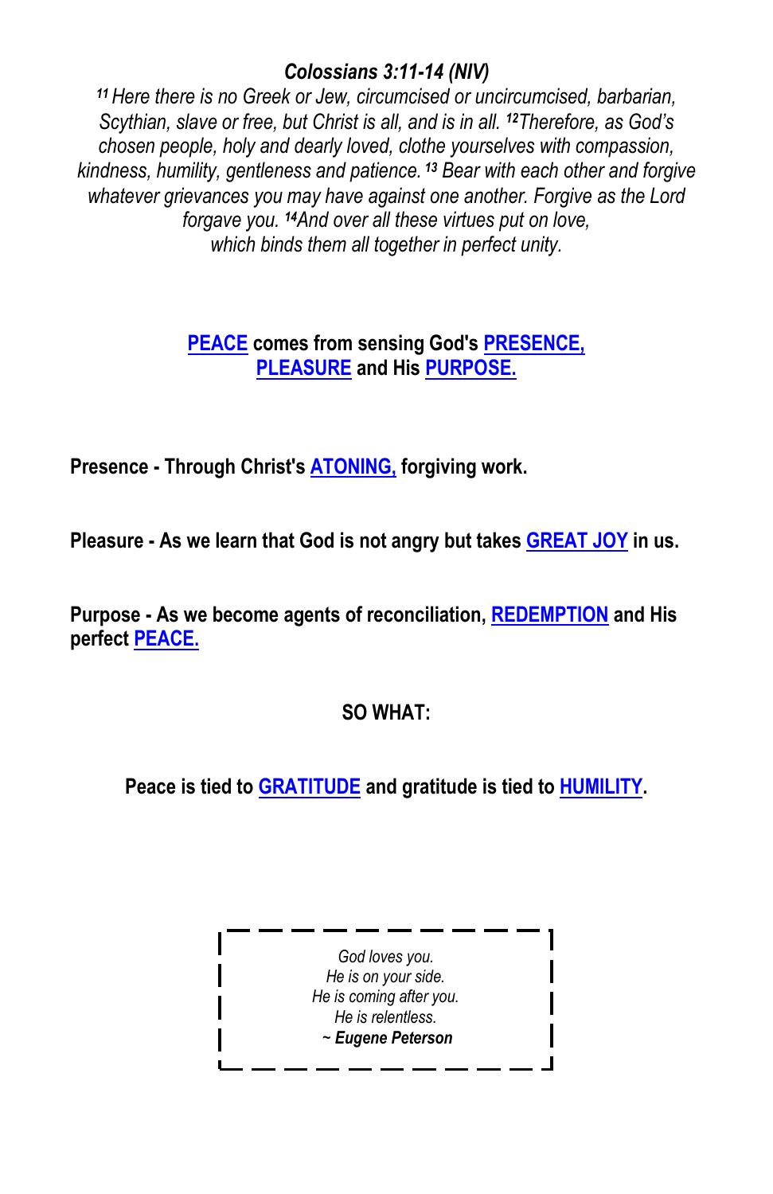***Colossians 3:11-14 (NIV)***

*[11] Here there is no Greek or Jew, circumcised or uncircumcised, barbarian, Scythian, slave or free, but Christ is all, and is in all. [12] Therefore, as God's chosen people, holy and dearly loved, clothe yourselves with compassion, kindness, humility, gentleness and patience. [13] Bear with each other and forgive whatever grievances you may have against one another. Forgive as the Lord forgave you. [14] And over all these virtues put on love, which binds them all together in perfect unity.*

**PEACE comes from sensing God's PRESENCE, PLEASURE and His PURPOSE.**

**Presence - Through Christ's ATONING, forgiving work.**

**Pleasure - As we learn that God is not angry but takes GREAT JOY in us.**

**Purpose - As we become agents of reconciliation, REDEMPTION and His perfect PEACE.**

**SO WHAT:**

**Peace is tied to GRATITUDE and gratitude is tied to HUMILITY.**

*God loves you.*
*He is on your side.*
*He is coming after you.*
*He is relentless.*
***~ Eugene Peterson***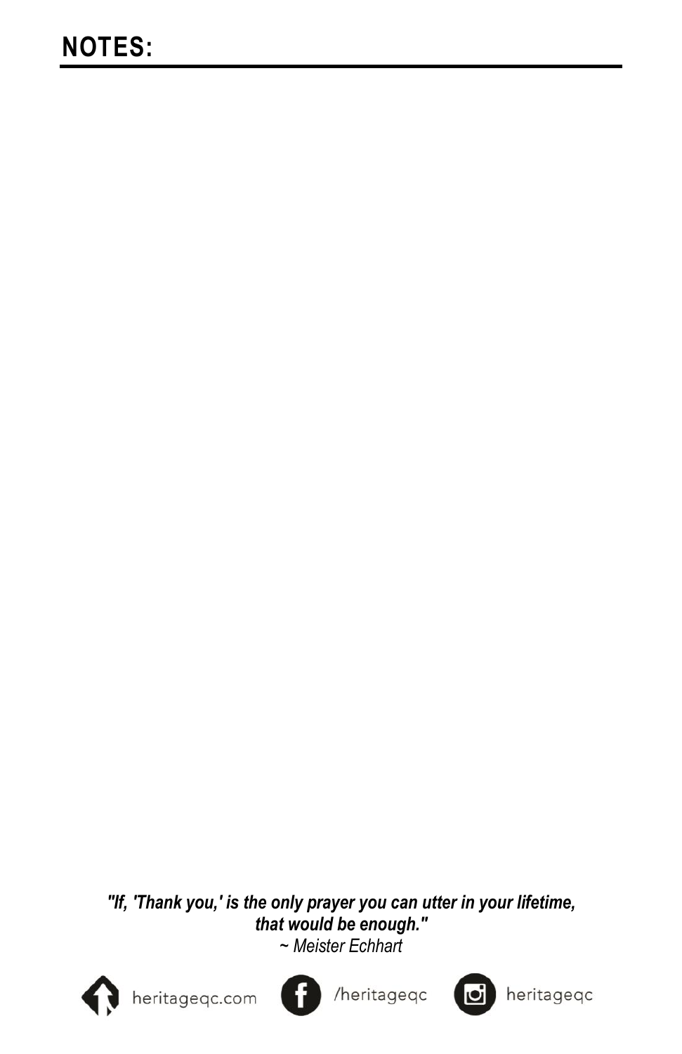## NOTES:

***"If, 'Thank you,' is the only prayer you can utter in your lifetime, that would be enough."***
*~ Meister Echhart*

heritageqc.com /heritageqc heritageqc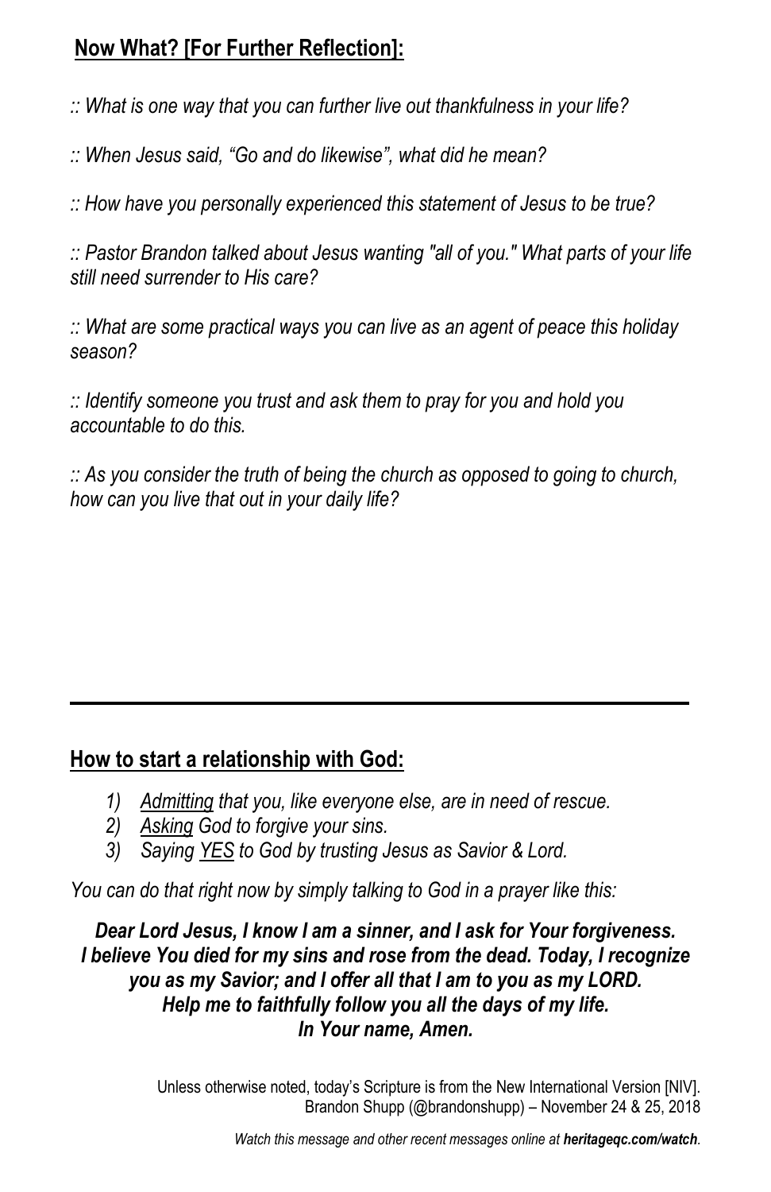## Now What? [For Further Reflection]:

*:: What is one way that you can further live out thankfulness in your life?*

*:: When Jesus said, "Go and do likewise", what did he mean?*

*:: How have you personally experienced this statement of Jesus to be true?*

*:: Pastor Brandon talked about Jesus wanting "all of you." What parts of your life still need surrender to His care?*

*:: What are some practical ways you can live as an agent of peace this holiday season?*

*:: Identify someone you trust and ask them to pray for you and hold you accountable to do this.*

*:: As you consider the truth of being the church as opposed to going to church, how can you live that out in your daily life?*

---

## How to start a relationship with God:

1) *Admitting that you, like everyone else, are in need of rescue.*
2) *Asking God to forgive your sins.*
3) *Saying YES to God by trusting Jesus as Savior & Lord.*

*You can do that right now by simply talking to God in a prayer like this:*

***Dear Lord Jesus, I know I am a sinner, and I ask for Your forgiveness. I believe You died for my sins and rose from the dead. Today, I recognize you as my Savior; and I offer all that I am to you as my LORD. Help me to faithfully follow you all the days of my life. In Your name, Amen.***

Unless otherwise noted, today's Scripture is from the New International Version [NIV].
Brandon Shupp (@brandonshupp) – November 24 & 25, 2018

*Watch this message and other recent messages online at **heritageqc.com/watch**.*